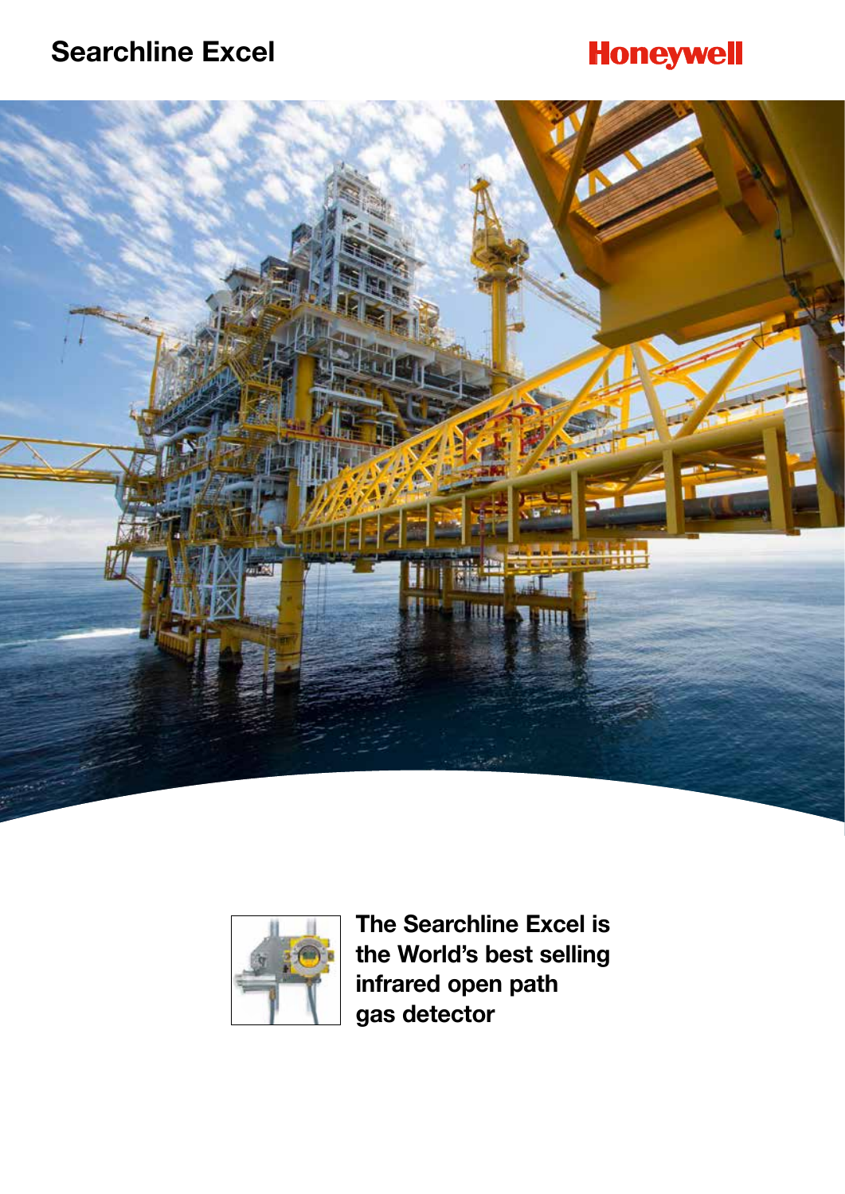# Searchline Excel

Honeywell

**The Searchline Excel is the World's best selling infrared open path gas detector**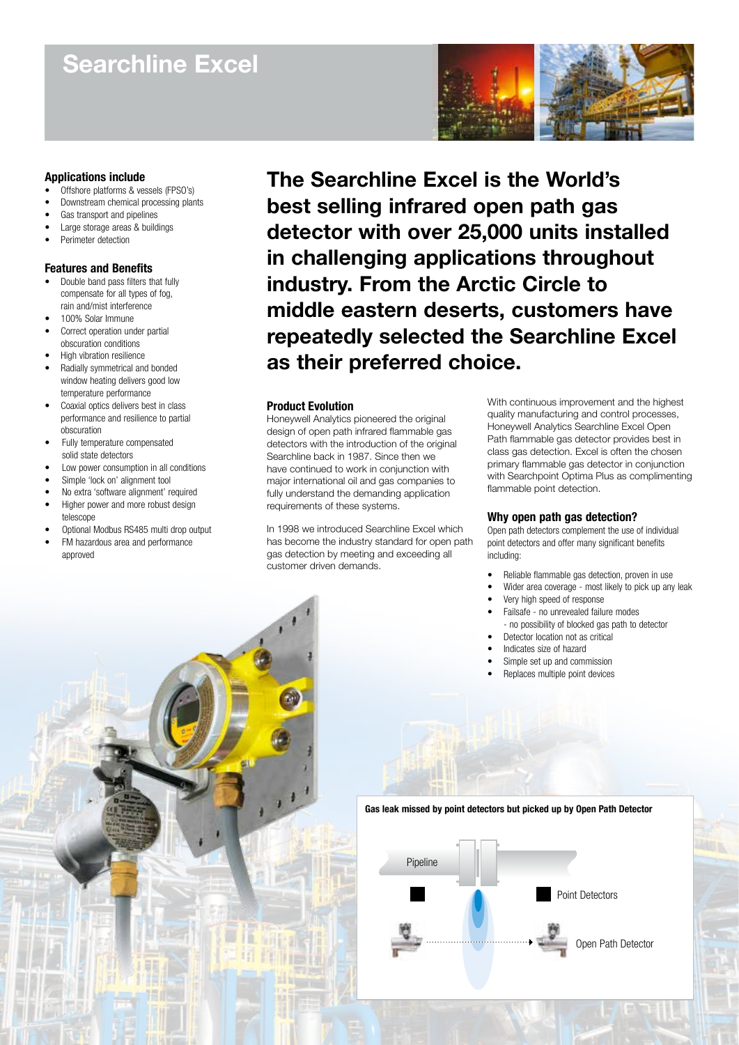# Searchline Excel

### Applications include

- Offshore platforms & vessels (FPSO's)
- Downstream chemical processing plants
- Gas transport and pipelines
- Large storage areas & buildings
- Perimeter detection

### Features and Benefits

- Double band pass filters that fully compensate for all types of fog, rain and/mist interference
- 100% Solar Immune
- Correct operation under partial obscuration conditions
- High vibration resilience
- Radially symmetrical and bonded window heating delivers good low temperature performance
- Coaxial optics delivers best in class performance and resilience to partial obscuration
- Fully temperature compensated solid state detectors
- Low power consumption in all conditions
- Simple 'lock on' alignment tool
- No extra 'software alignment' required
- Higher power and more robust design telescope
- Optional Modbus RS485 multi drop output
- FM hazardous area and performance approved

## The Searchline Excel is the World's best selling infrared open path gas detector with over 25,000 units installed in challenging applications throughout industry. From the Arctic Circle to middle eastern deserts, customers have repeatedly selected the Searchline Excel as their preferred choice.

### Product Evolution

Honeywell Analytics pioneered the original design of open path infrared flammable gas detectors with the introduction of the original Searchline back in 1987. Since then we have continued to work in conjunction with major international oil and gas companies to fully understand the demanding application requirements of these systems.

In 1998 we introduced Searchline Excel which has become the industry standard for open path gas detection by meeting and exceeding all customer driven demands.

With continuous improvement and the highest quality manufacturing and control processes, Honeywell Analytics Searchline Excel Open Path flammable gas detector provides best in class gas detection. Excel is often the chosen primary flammable gas detector in conjunction with Searchpoint Optima Plus as complimenting flammable point detection.

### Why open path gas detection?

Open path detectors complement the use of individual point detectors and offer many significant benefits including:

- Reliable flammable gas detection, proven in use
- Wider area coverage - most likely to pick up any leak
- Very high speed of response
- Failsafe - no unrevealed failure modes - no possibility of blocked gas path to detector
- Detector location not as critical
- Indicates size of hazard
- Simple set up and commission
- Replaces multiple point devices

**Gas leak missed by point detectors but picked up by Open Path Detector**

Pipeline

Point Detectors

Open Path Detector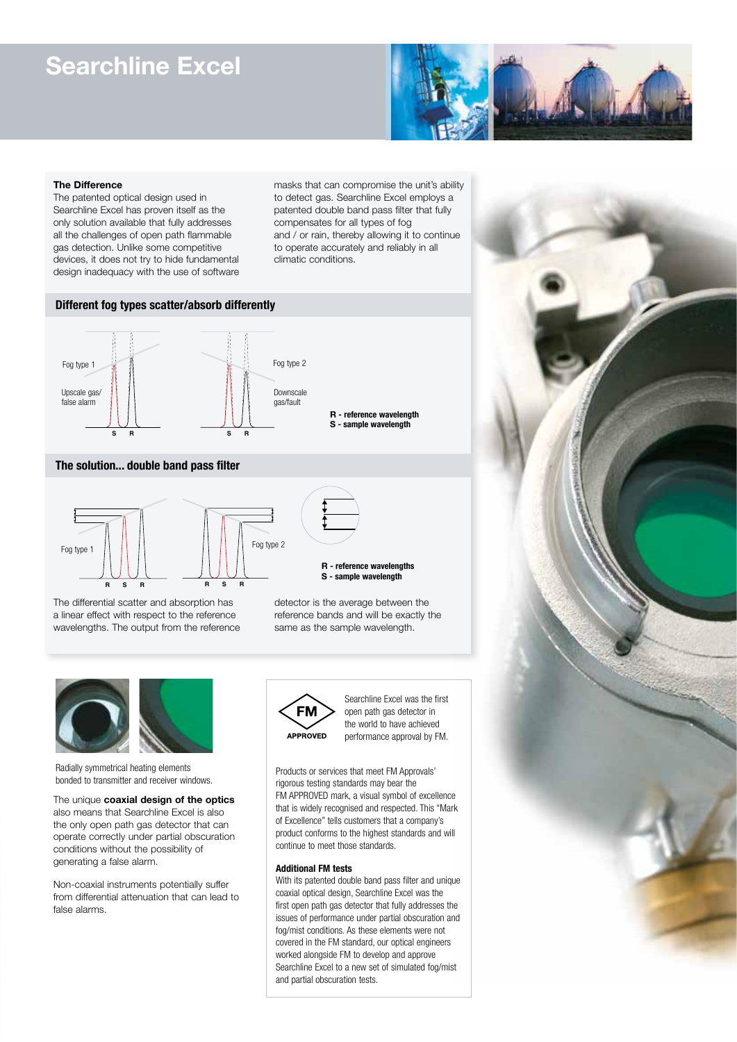# Searchline Excel

### The Difference

The patented optical design used in Searchline Excel has proven itself as the only solution available that fully addresses all the challenges of open path flammable gas detection. Unlike some competitive devices, it does not try to hide fundamental design inadequacy with the use of software masks that can compromise the unit's ability to detect gas. Searchline Excel employs a patented double band pass filter that fully compensates for all types of fog and / or rain, thereby allowing it to continue to operate accurately and reliably in all climatic conditions.

## Different fog types scatter/absorb differently

Fog type 1 — Upscale gas/ false alarm

Fog type 2 — Downscale gas/fault

**R - reference wavelength**
**S - sample wavelength**

## The solution... double band pass filter

Fog type 1

Fog type 2

**R - reference wavelengths**
**S - sample wavelength**

The differential scatter and absorption has a linear effect with respect to the reference wavelengths. The output from the reference detector is the average between the reference bands and will be exactly the same as the sample wavelength.

Radially symmetrical heating elements bonded to transmitter and receiver windows.

The unique **coaxial design of the optics** also means that Searchline Excel is also the only open path gas detector that can operate correctly under partial obscuration conditions without the possibility of generating a false alarm.

Non-coaxial instruments potentially suffer from differential attenuation that can lead to false alarms.

FM APPROVED

Searchline Excel was the first open path gas detector in the world to have achieved performance approval by FM.

Products or services that meet FM Approvals' rigorous testing standards may bear the FM APPROVED mark, a visual symbol of excellence that is widely recognised and respected. This "Mark of Excellence" tells customers that a company's product conforms to the highest standards and will continue to meet those standards.

### Additional FM tests

With its patented double band pass filter and unique coaxial optical design, Searchline Excel was the first open path gas detector that fully addresses the issues of performance under partial obscuration and fog/mist conditions. As these elements were not covered in the FM standard, our optical engineers worked alongside FM to develop and approve Searchline Excel to a new set of simulated fog/mist and partial obscuration tests.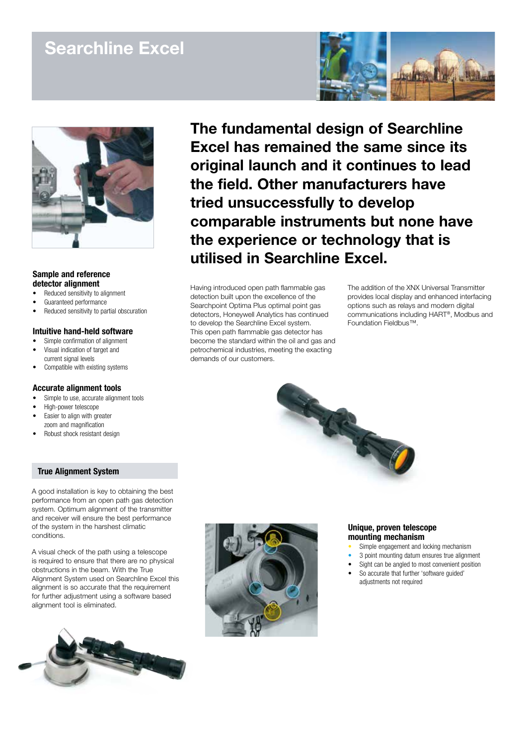# Searchline Excel

## The fundamental design of Searchline Excel has remained the same since its original launch and it continues to lead the field. Other manufacturers have tried unsuccessfully to develop comparable instruments but none have the experience or technology that is utilised in Searchline Excel.

Having introduced open path flammable gas detection built upon the excellence of the Searchpoint Optima Plus optimal point gas detectors, Honeywell Analytics has continued to develop the Searchline Excel system. This open path flammable gas detector has become the standard within the oil and gas and petrochemical industries, meeting the exacting demands of our customers.

The addition of the XNX Universal Transmitter provides local display and enhanced interfacing options such as relays and modern digital communications including HART®, Modbus and Foundation Fieldbus™.

### Sample and reference detector alignment

- Reduced sensitivity to alignment
- Guaranteed performance
- Reduced sensitivity to partial obscuration

### Intuitive hand-held software

- Simple confirmation of alignment
- Visual indication of target and current signal levels
- Compatible with existing systems

### Accurate alignment tools

- Simple to use, accurate alignment tools
- High-power telescope
- Easier to align with greater zoom and magnification
- Robust shock resistant design

### True Alignment System

A good installation is key to obtaining the best performance from an open path gas detection system. Optimum alignment of the transmitter and receiver will ensure the best performance of the system in the harshest climatic conditions.

A visual check of the path using a telescope is required to ensure that there are no physical obstructions in the beam. With the True Alignment System used on Searchline Excel this alignment is so accurate that the requirement for further adjustment using a software based alignment tool is eliminated.

### Unique, proven telescope mounting mechanism

- Simple engagement and locking mechanism
- 3 point mounting datum ensures true alignment
- Sight can be angled to most convenient position
- So accurate that further 'software guided' adjustments not required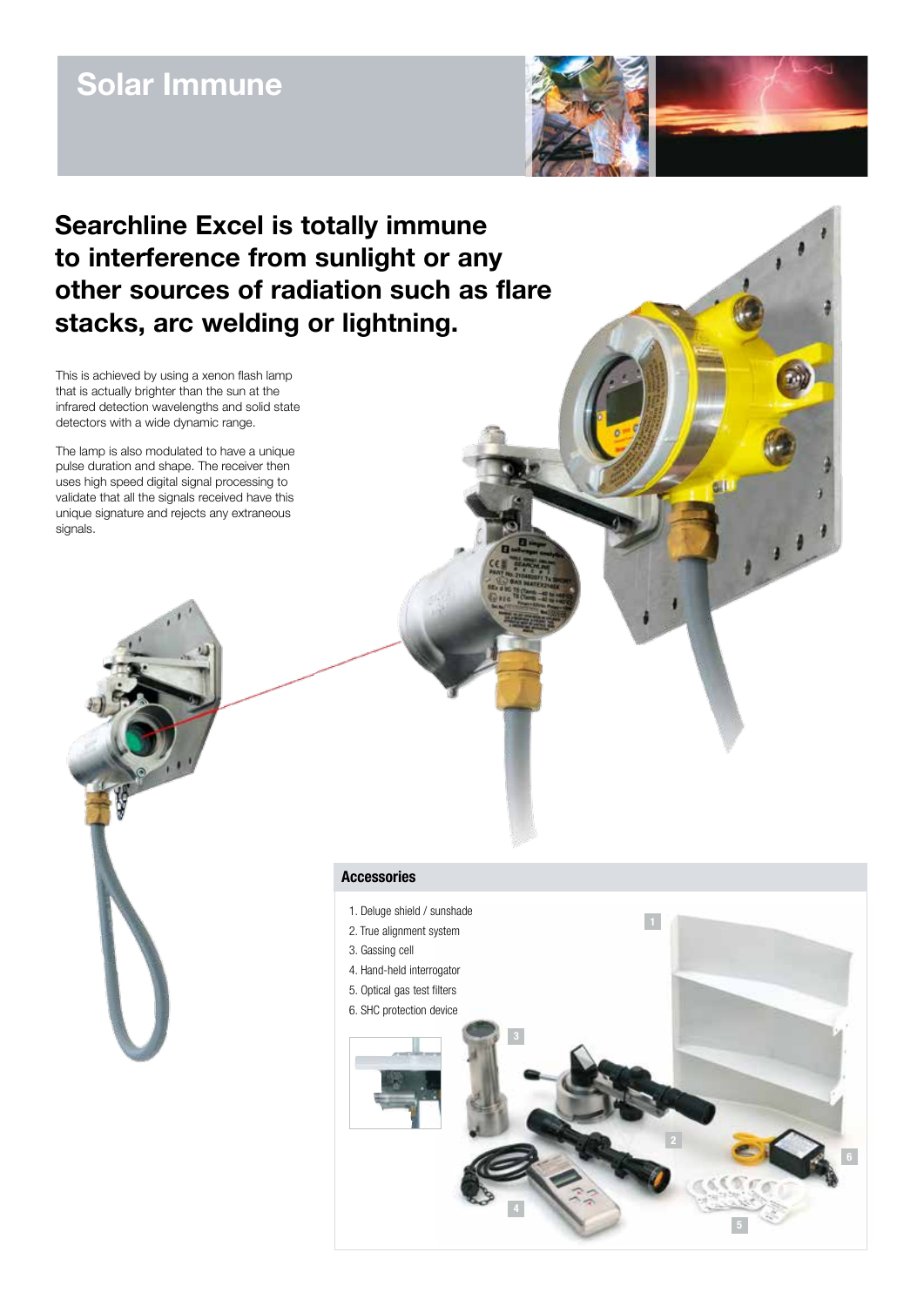# Solar Immune

## Searchline Excel is totally immune to interference from sunlight or any other sources of radiation such as flare stacks, arc welding or lightning.

This is achieved by using a xenon flash lamp that is actually brighter than the sun at the infrared detection wavelengths and solid state detectors with a wide dynamic range.

The lamp is also modulated to have a unique pulse duration and shape. The receiver then uses high speed digital signal processing to validate that all the signals received have this unique signature and rejects any extraneous signals.

### Accessories

1. Deluge shield / sunshade
2. True alignment system
3. Gassing cell
4. Hand-held interrogator
5. Optical gas test filters
6. SHC protection device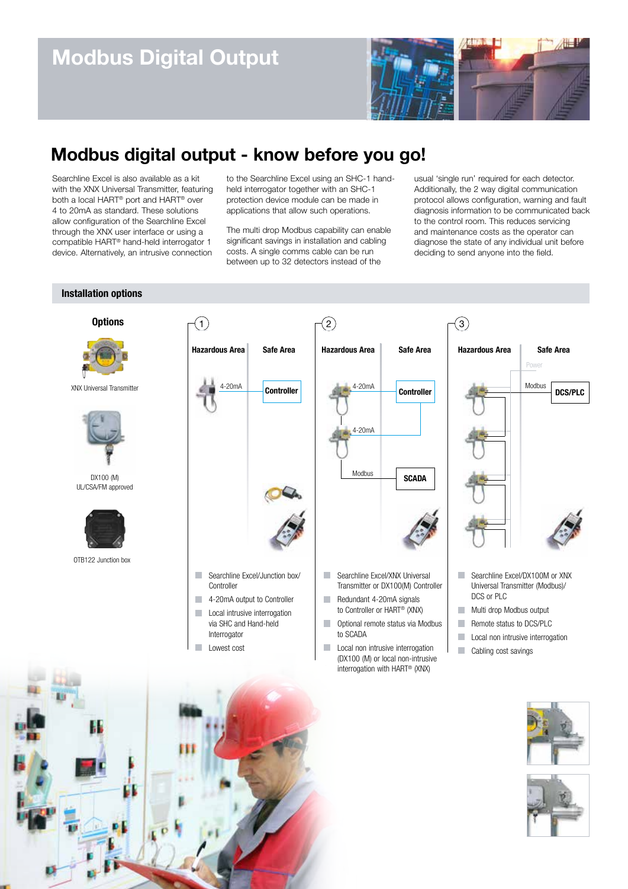# Modbus Digital Output

## Modbus digital output - know before you go!

Searchline Excel is also available as a kit with the XNX Universal Transmitter, featuring both a local HART® port and HART® over 4 to 20mA as standard. These solutions allow configuration of the Searchline Excel through the XNX user interface or using a compatible HART® hand-held interrogator 1 device. Alternatively, an intrusive connection to the Searchline Excel using an SHC-1 hand-held interrogator together with an SHC-1 protection device module can be made in applications that allow such operations.

The multi drop Modbus capability can enable significant savings in installation and cabling costs. A single comms cable can be run between up to 32 detectors instead of the usual 'single run' required for each detector. Additionally, the 2 way digital communication protocol allows configuration, warning and fault diagnosis information to be communicated back to the control room. This reduces servicing and maintenance costs as the operator can diagnose the state of any individual unit before deciding to send anyone into the field.

### Installation options

**Options**

- XNX Universal Transmitter
- DX100 (M) UL/CSA/FM approved
- OTB122 Junction box

**1**

Hazardous Area | Safe Area

4-20mA → Controller

- Searchline Excel/Junction box/ Controller
- 4-20mA output to Controller
- Local intrusive interrogation via SHC and Hand-held Interrogator
- Lowest cost

**2**

Hazardous Area | Safe Area

4-20mA, 4-20mA → Controller; Modbus → SCADA

- Searchline Excel/XNX Universal Transmitter or DX100(M) Controller
- Redundant 4-20mA signals to Controller or HART® (XNX)
- Optional remote status via Modbus to SCADA
- Local non intrusive interrogation (DX100 (M) or local non-intrusive interrogation with HART® (XNX)

**3**

Hazardous Area | Safe Area

Power; Modbus → DCS/PLC

- Searchline Excel/DX100M or XNX Universal Transmitter (Modbus)/ DCS or PLC
- Multi drop Modbus output
- Remote status to DCS/PLC
- Local non intrusive interrogation
- Cabling cost savings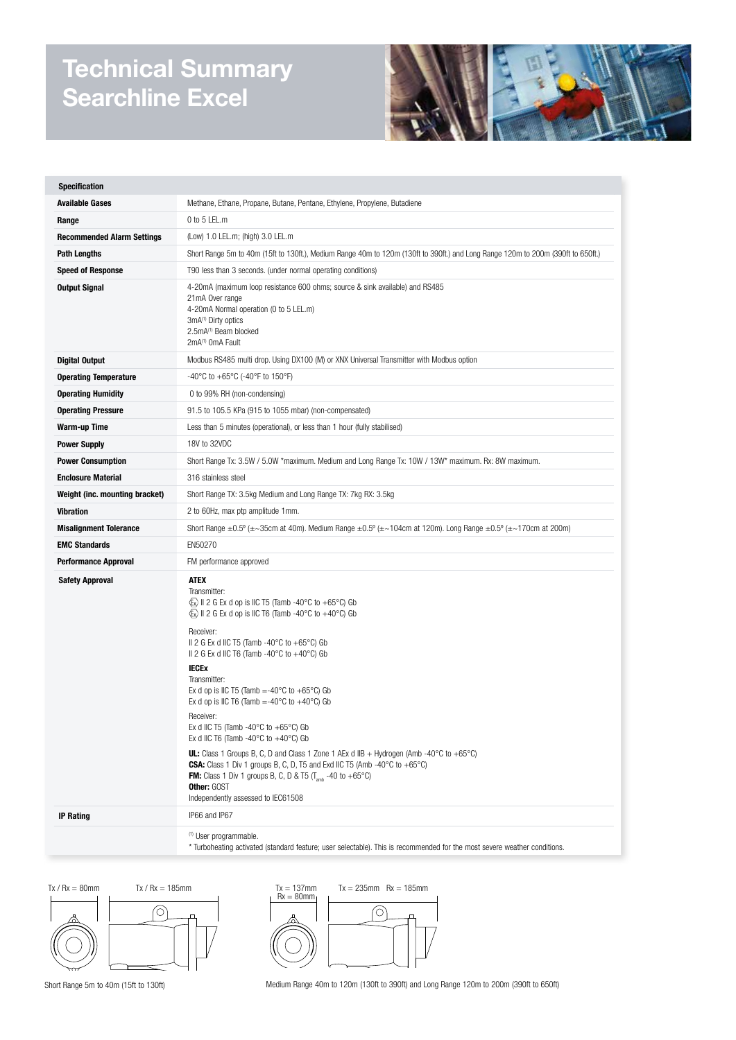# Technical Summary Searchline Excel

| Specification | |
|---|---|
| **Available Gases** | Methane, Ethane, Propane, Butane, Pentane, Ethylene, Propylene, Butadiene |
| **Range** | 0 to 5 LEL.m |
| **Recommended Alarm Settings** | (Low) 1.0 LEL.m; (high) 3.0 LEL.m |
| **Path Lengths** | Short Range 5m to 40m (15ft to 130ft.), Medium Range 40m to 120m (130ft to 390ft.) and Long Range 120m to 200m (390ft to 650ft.) |
| **Speed of Response** | T90 less than 3 seconds. (under normal operating conditions) |
| **Output Signal** | 4-20mA (maximum loop resistance 600 ohms; source & sink available) and RS485<br>21mA Over range<br>4-20mA Normal operation (0 to 5 LEL.m)<br>3mA[(1)] Dirty optics<br>2.5mA[(1)] Beam blocked<br>2mA[(1)] 0mA Fault |
| **Digital Output** | Modbus RS485 multi drop. Using DX100 (M) or XNX Universal Transmitter with Modbus option |
| **Operating Temperature** | -40°C to +65°C (-40°F to 150°F) |
| **Operating Humidity** | 0 to 99% RH (non-condensing) |
| **Operating Pressure** | 91.5 to 105.5 KPa (915 to 1055 mbar) (non-compensated) |
| **Warm-up Time** | Less than 5 minutes (operational), or less than 1 hour (fully stabilised) |
| **Power Supply** | 18V to 32VDC |
| **Power Consumption** | Short Range Tx: 3.5W / 5.0W *maximum. Medium and Long Range Tx: 10W / 13W* maximum. Rx: 8W maximum. |
| **Enclosure Material** | 316 stainless steel |
| **Weight (inc. mounting bracket)** | Short Range TX: 3.5kg Medium and Long Range TX: 7kg RX: 3.5kg |
| **Vibration** | 2 to 60Hz, max ptp amplitude 1mm. |
| **Misalignment Tolerance** | Short Range ±0.5º (±~35cm at 40m). Medium Range ±0.5º (±~104cm at 120m). Long Range ±0.5º (±~170cm at 200m) |
| **EMC Standards** | EN50270 |
| **Performance Approval** | FM performance approved |
| **Safety Approval** | **ATEX**<br>Transmitter:<br>Ex II 2 G Ex d op is IIC T5 (Tamb -40°C to +65°C) Gb<br>Ex II 2 G Ex d op is IIC T6 (Tamb -40°C to +40°C) Gb<br><br>Receiver:<br>II 2 G Ex d IIC T5 (Tamb -40°C to +65°C) Gb<br>II 2 G Ex d IIC T6 (Tamb -40°C to +40°C) Gb<br><br>**IECEx**<br>Transmitter:<br>Ex d op is IIC T5 (Tamb =-40°C to +65°C) Gb<br>Ex d op is IIC T6 (Tamb =-40°C to +40°C) Gb<br><br>Receiver:<br>Ex d IIC T5 (Tamb -40°C to +65°C) Gb<br>Ex d IIC T6 (Tamb -40°C to +40°C) Gb<br><br>**UL:** Class 1 Groups B, C, D and Class 1 Zone 1 AEx d IIB + Hydrogen (Amb -40°C to +65°C)<br>**CSA:** Class 1 Div 1 groups B, C, D, T5 and Exd IIC T5 (Amb -40°C to +65°C)<br>**FM:** Class 1 Div 1 groups B, C, D & T5 ($T_{amb}$ -40 to +65°C)<br>**Other:** GOST<br>Independently assessed to IEC61508 |
| **IP Rating** | IP66 and IP67 |
| | [(1)] User programmable.<br>* Turboheating activated (standard feature; user selectable). This is recommended for the most severe weather conditions. |

Tx / Rx = 80mm Tx / Rx = 185mm

Short Range 5m to 40m (15ft to 130ft)

Tx = 137mm Rx = 80mm Tx = 235mm Rx = 185mm

Medium Range 40m to 120m (130ft to 390ft) and Long Range 120m to 200m (390ft to 650ft)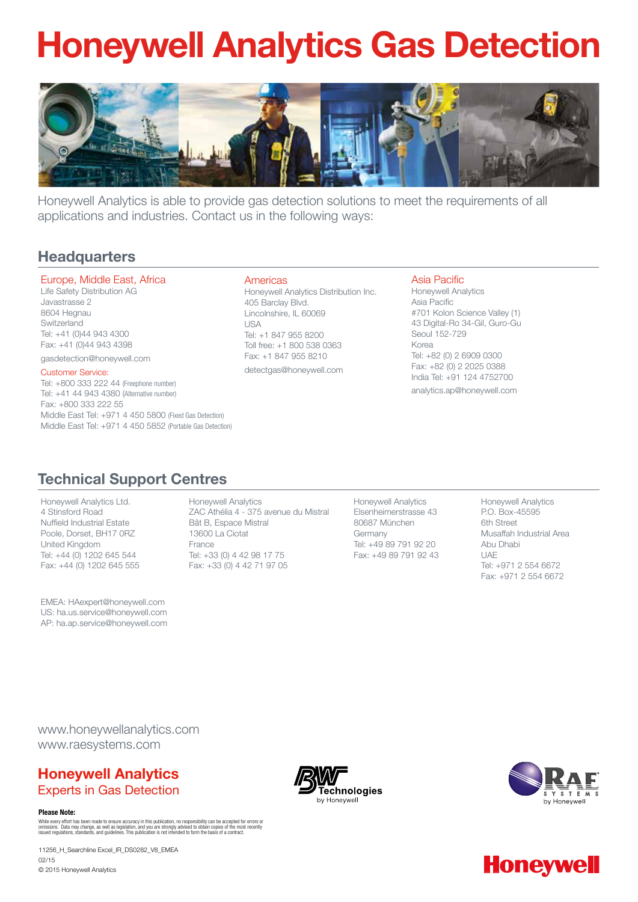# Honeywell Analytics Gas Detection

Honeywell Analytics is able to provide gas detection solutions to meet the requirements of all applications and industries. Contact us in the following ways:

## Headquarters

### Europe, Middle East, Africa

Life Safety Distribution AG
Javastrasse 2
8604 Hegnau
Switzerland
Tel: +41 (0)44 943 4300
Fax: +41 (0)44 943 4398

gasdetection@honeywell.com

**Customer Service:**

Tel: +800 333 222 44 (Freephone number)
Tel: +41 44 943 4380 (Alternative number)
Fax: +800 333 222 55
Middle East Tel: +971 4 450 5800 (Fixed Gas Detection)
Middle East Tel: +971 4 450 5852 (Portable Gas Detection)

### Americas

Honeywell Analytics Distribution Inc.
405 Barclay Blvd.
Lincolnshire, IL 60069
USA
Tel: +1 847 955 8200
Toll free: +1 800 538 0363
Fax: +1 847 955 8210

detectgas@honeywell.com

### Asia Pacific

Honeywell Analytics
Asia Pacific
#701 Kolon Science Valley (1)
43 Digital-Ro 34-Gil, Guro-Gu
Seoul 152-729
Korea
Tel: +82 (0) 2 6909 0300
Fax: +82 (0) 2 2025 0388
India Tel: +91 124 4752700

analytics.ap@honeywell.com

## Technical Support Centres

Honeywell Analytics Ltd.
4 Stinsford Road
Nuffield Industrial Estate
Poole, Dorset, BH17 0RZ
United Kingdom
Tel: +44 (0) 1202 645 544
Fax: +44 (0) 1202 645 555

Honeywell Analytics
ZAC Athélia 4 - 375 avenue du Mistral
Bât B, Espace Mistral
13600 La Ciotat
France
Tel: +33 (0) 4 42 98 17 75
Fax: +33 (0) 4 42 71 97 05

Honeywell Analytics
Elsenheimerstrasse 43
80687 München
Germany
Tel: +49 89 791 92 20
Fax: +49 89 791 92 43

Honeywell Analytics
P.O. Box-45595
6th Street
Musaffah Industrial Area
Abu Dhabi
UAE
Tel: +971 2 554 6672
Fax: +971 2 554 6672

EMEA: HAexpert@honeywell.com
US: ha.us.service@honeywell.com
AP: ha.ap.service@honeywell.com

www.honeywellanalytics.com
www.raesystems.com

**Honeywell Analytics**
Experts in Gas Detection

BW Technologies by Honeywell

RAE Systems by Honeywell

**Please Note:**
While every effort has been made to ensure accuracy in this publication, no responsibility can be accepted for errors or omissions. Data may change, as well as legislation, and you are strongly advised to obtain copies of the most recently issued regulations, standards, and guidelines. This publication is not intended to form the basis of a contract.

11256_H_Searchline Excel_IR_DS0282_V8_EMEA
02/15
© 2015 Honeywell Analytics

Honeywell